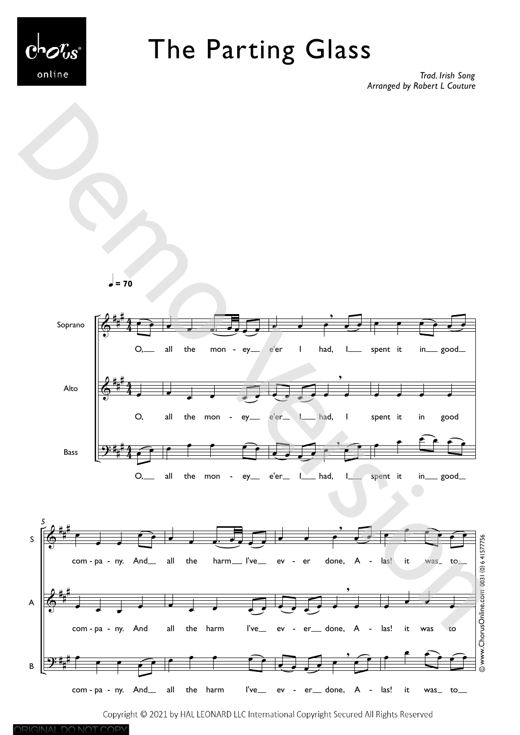# The Parting Glass

*Trad. Irish Song*
*Arranged by Robert L Couture*

♩ = 70

Soprano: O, all the mon - ey e'er I had, I spent it in good com - pa - ny. And all the harm I've ev - er done, A - las! it was to

Alto: O, all the mon - ey e'er I had, I spent it in good com - pa - ny. And all the harm I've ev - er done, A - las! it was to

Bass: O, all the mon - ey e'er I had, I spent it in good com - pa - ny. And all the harm I've ev - er done, A - las! it was to

Copyright © 2021 by HAL LEONARD LLC International Copyright Secured All Rights Reserved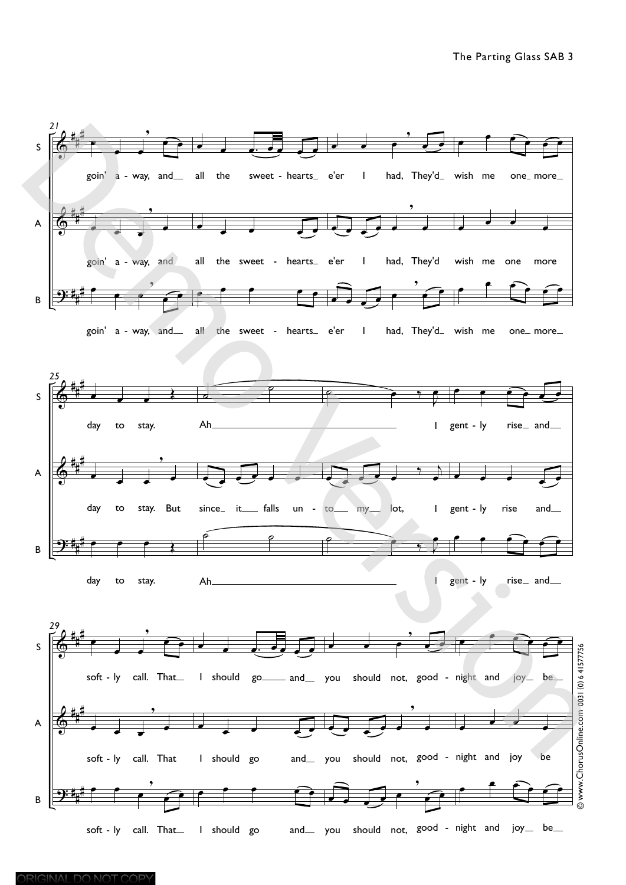goin' a - way, and all the sweet - hearts e'er I had, They'd wish me one more

day to stay. Ah I gent - ly rise and

day to stay. But since it falls un - to my lot, I gent - ly rise and

soft - ly call. That I should go and you should not, good - night and joy be

© www.ChorusOnline.com 0031 (0) 6 41577756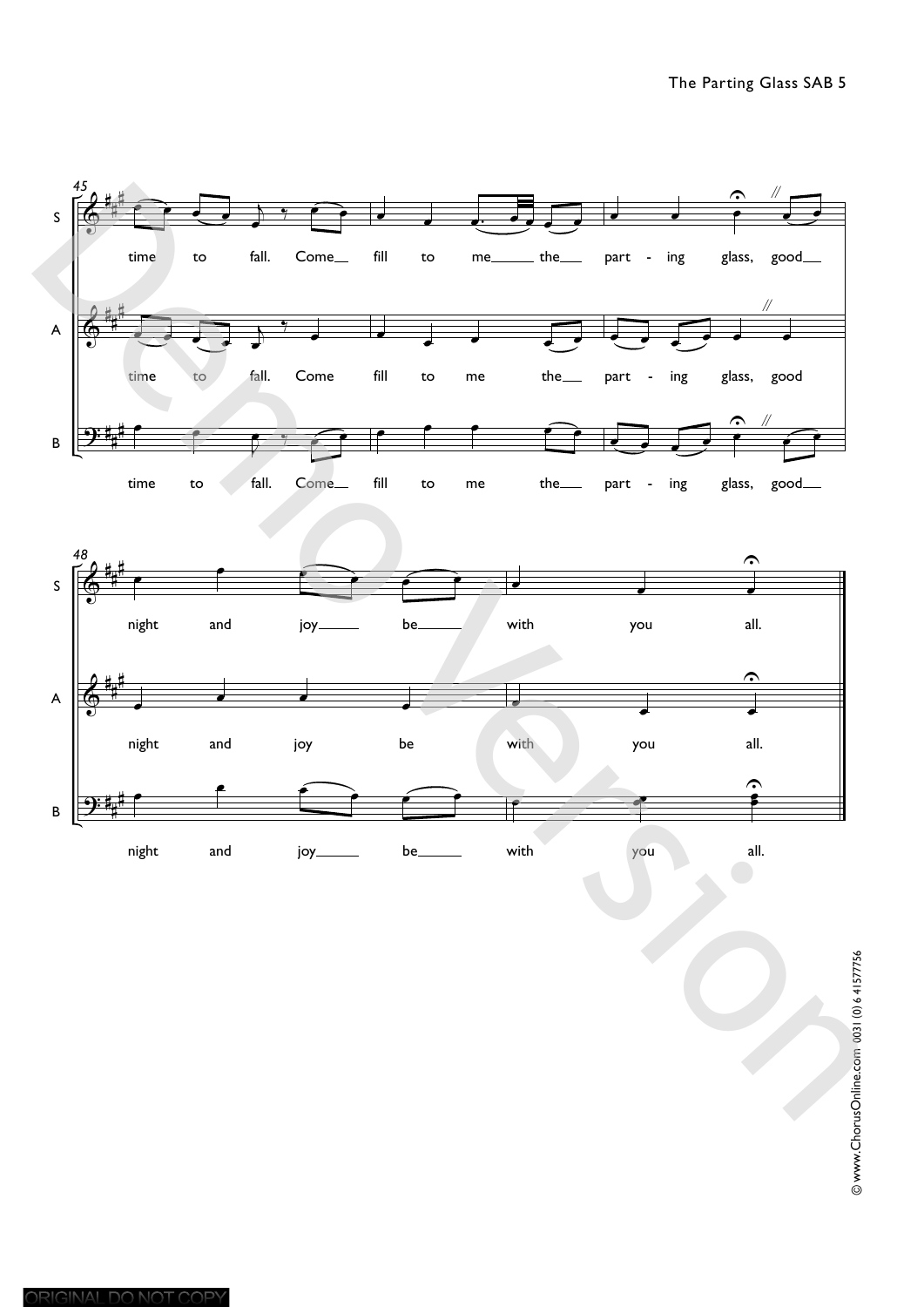45

S

time to fall. Come fill to me the part - ing glass, good

A

time to fall. Come fill to me the part - ing glass, good

B

time to fall. Come fill to me the part - ing glass, good

48

S

night and joy be with you all.

A

night and joy be with you all.

B

night and joy be with you all.

© www.ChorusOnline.com 0031 (0) 6 41577756

ORIGINAL DO NOT COPY